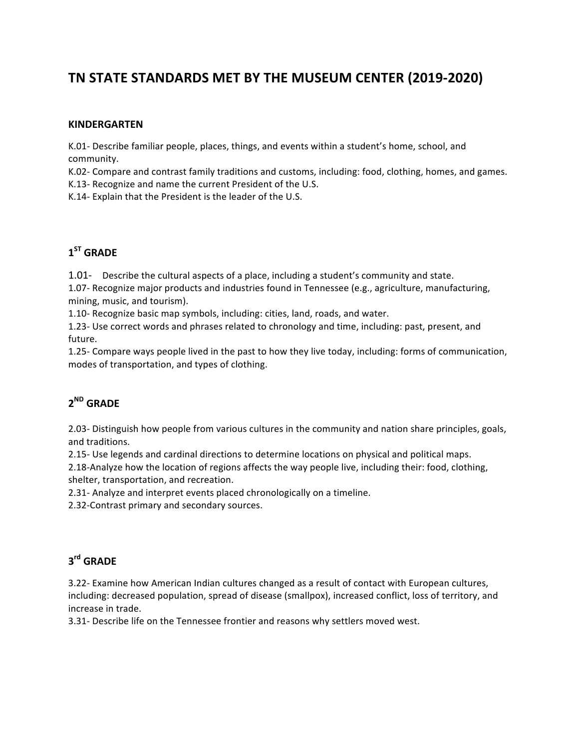# TN STATE STANDARDS MET BY THE MUSEUM CENTER (2019-2020)

## KINDERGARTEN

K.01- Describe familiar people, places, things, and events within a student's home, school, and community.
K.02- Compare and contrast family traditions and customs, including: food, clothing, homes, and games.
K.13- Recognize and name the current President of the U.S.
K.14- Explain that the President is the leader of the U.S.

## 1ST GRADE

1.01- Describe the cultural aspects of a place, including a student's community and state.
1.07- Recognize major products and industries found in Tennessee (e.g., agriculture, manufacturing, mining, music, and tourism).
1.10- Recognize basic map symbols, including: cities, land, roads, and water.
1.23- Use correct words and phrases related to chronology and time, including: past, present, and future.
1.25- Compare ways people lived in the past to how they live today, including: forms of communication, modes of transportation, and types of clothing.

## 2ND GRADE

2.03- Distinguish how people from various cultures in the community and nation share principles, goals, and traditions.
2.15- Use legends and cardinal directions to determine locations on physical and political maps.
2.18-Analyze how the location of regions affects the way people live, including their: food, clothing, shelter, transportation, and recreation.
2.31- Analyze and interpret events placed chronologically on a timeline.
2.32-Contrast primary and secondary sources.

## 3rd GRADE

3.22- Examine how American Indian cultures changed as a result of contact with European cultures, including: decreased population, spread of disease (smallpox), increased conflict, loss of territory, and increase in trade.
3.31- Describe life on the Tennessee frontier and reasons why settlers moved west.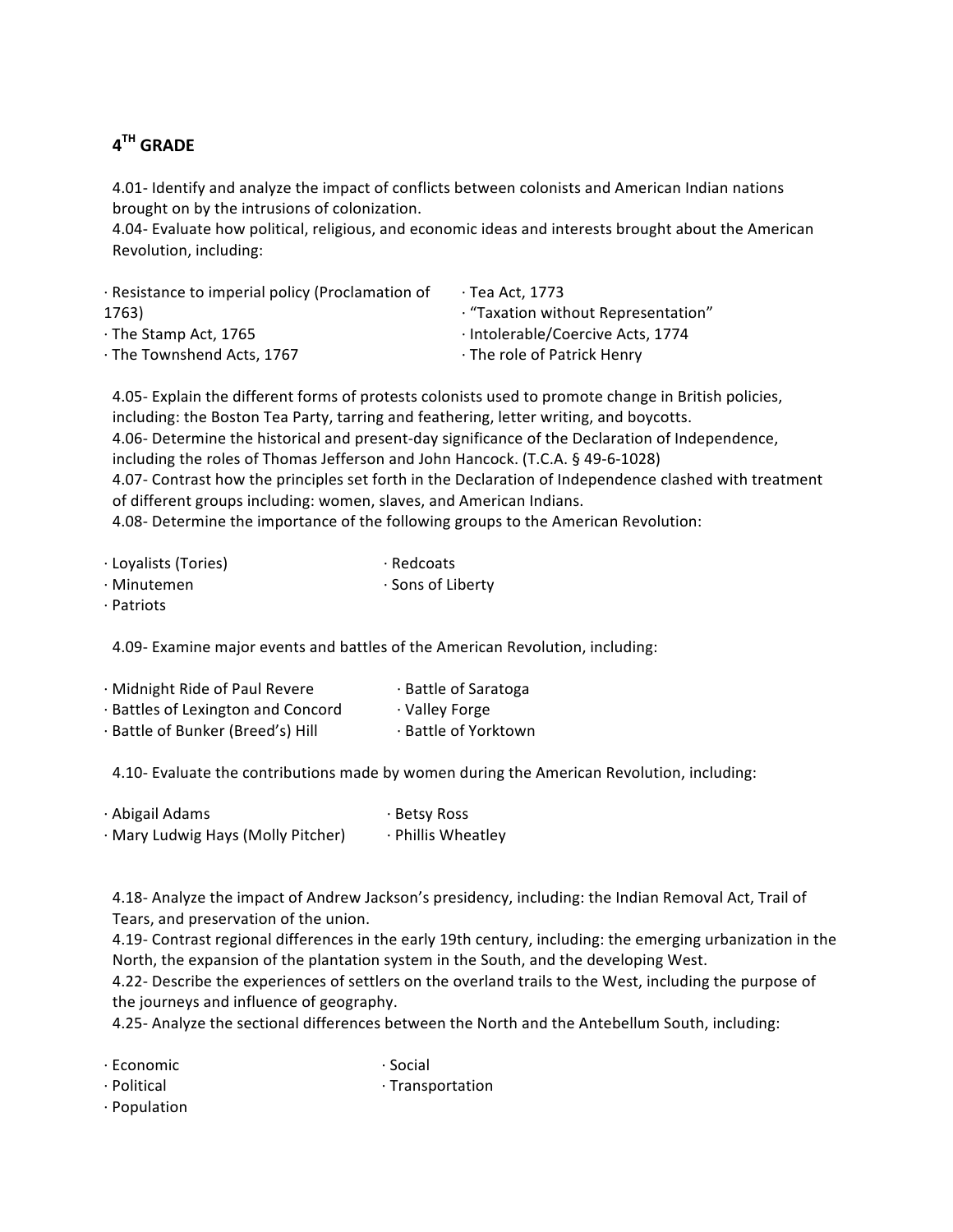## 4[TH] GRADE

4.01- Identify and analyze the impact of conflicts between colonists and American Indian nations brought on by the intrusions of colonization.

4.04- Evaluate how political, religious, and economic ideas and interests brought about the American Revolution, including:

- Resistance to imperial policy (Proclamation of 1763)
- The Stamp Act, 1765
- The Townshend Acts, 1767
- Tea Act, 1773
- "Taxation without Representation"
- Intolerable/Coercive Acts, 1774
- The role of Patrick Henry

4.05- Explain the different forms of protests colonists used to promote change in British policies, including: the Boston Tea Party, tarring and feathering, letter writing, and boycotts.

4.06- Determine the historical and present-day significance of the Declaration of Independence, including the roles of Thomas Jefferson and John Hancock. (T.C.A. § 49-6-1028)

4.07- Contrast how the principles set forth in the Declaration of Independence clashed with treatment of different groups including: women, slaves, and American Indians.

4.08- Determine the importance of the following groups to the American Revolution:

- Loyalists (Tories)
- Minutemen
- Patriots
- Redcoats
- Sons of Liberty

4.09- Examine major events and battles of the American Revolution, including:

- Midnight Ride of Paul Revere
- Battles of Lexington and Concord
- Battle of Bunker (Breed's) Hill
- Battle of Saratoga
- Valley Forge
- Battle of Yorktown

4.10- Evaluate the contributions made by women during the American Revolution, including:

- Abigail Adams
- Mary Ludwig Hays (Molly Pitcher)
- Betsy Ross
- Phillis Wheatley

4.18- Analyze the impact of Andrew Jackson's presidency, including: the Indian Removal Act, Trail of Tears, and preservation of the union.

4.19- Contrast regional differences in the early 19th century, including: the emerging urbanization in the North, the expansion of the plantation system in the South, and the developing West.

4.22- Describe the experiences of settlers on the overland trails to the West, including the purpose of the journeys and influence of geography.

4.25- Analyze the sectional differences between the North and the Antebellum South, including:

- Economic
- Political
- Population
- Social
- Transportation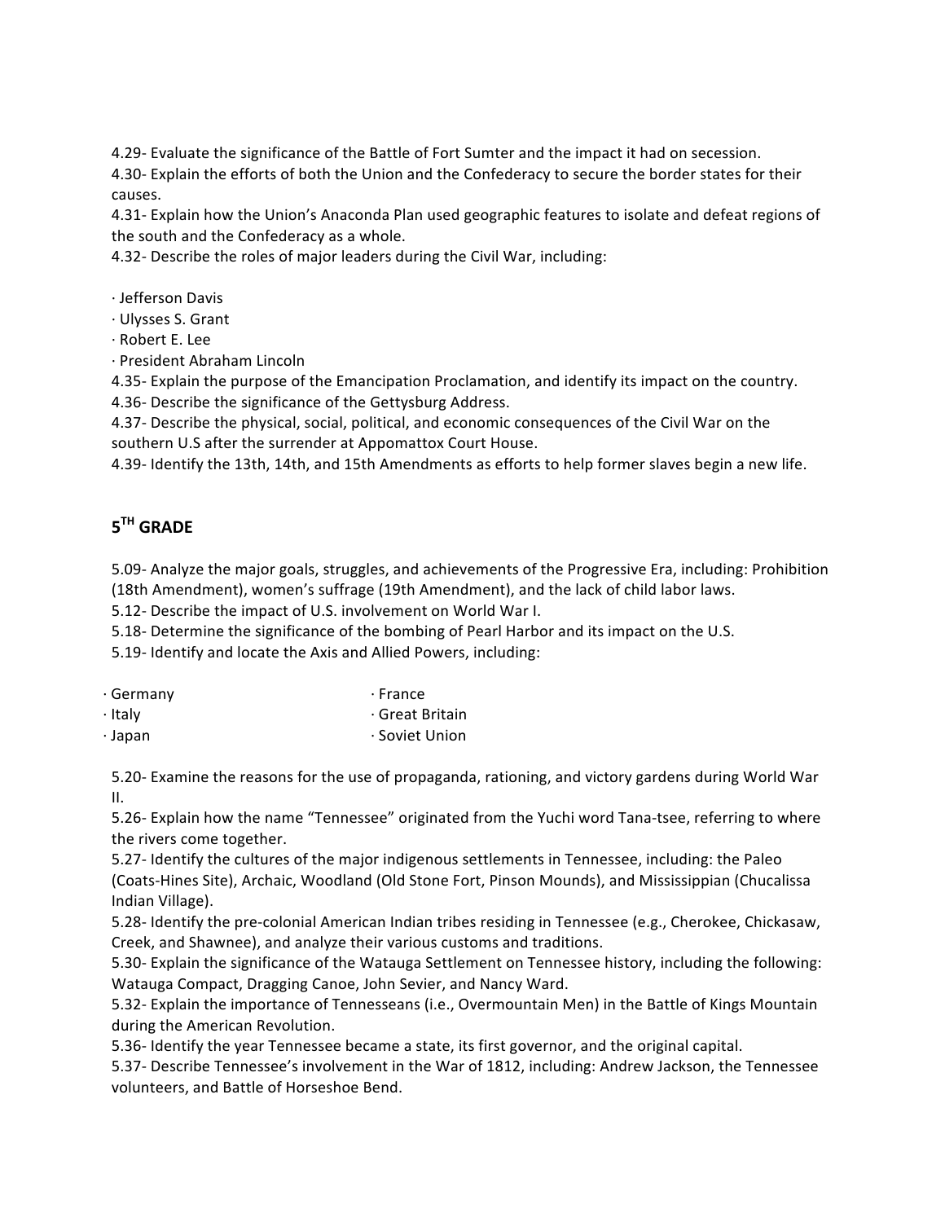4.29- Evaluate the significance of the Battle of Fort Sumter and the impact it had on secession.
4.30- Explain the efforts of both the Union and the Confederacy to secure the border states for their causes.
4.31- Explain how the Union's Anaconda Plan used geographic features to isolate and defeat regions of the south and the Confederacy as a whole.
4.32- Describe the roles of major leaders during the Civil War, including:

- Jefferson Davis
- Ulysses S. Grant
- Robert E. Lee
- President Abraham Lincoln

4.35- Explain the purpose of the Emancipation Proclamation, and identify its impact on the country.
4.36- Describe the significance of the Gettysburg Address.
4.37- Describe the physical, social, political, and economic consequences of the Civil War on the southern U.S after the surrender at Appomattox Court House.
4.39- Identify the 13th, 14th, and 15th Amendments as efforts to help former slaves begin a new life.

## 5TH GRADE

5.09- Analyze the major goals, struggles, and achievements of the Progressive Era, including: Prohibition (18th Amendment), women's suffrage (19th Amendment), and the lack of child labor laws.
5.12- Describe the impact of U.S. involvement on World War I.
5.18- Determine the significance of the bombing of Pearl Harbor and its impact on the U.S.
5.19- Identify and locate the Axis and Allied Powers, including:

- Germany
- Italy
- Japan
- France
- Great Britain
- Soviet Union

5.20- Examine the reasons for the use of propaganda, rationing, and victory gardens during World War II.
5.26- Explain how the name "Tennessee" originated from the Yuchi word Tana-tsee, referring to where the rivers come together.
5.27- Identify the cultures of the major indigenous settlements in Tennessee, including: the Paleo (Coats-Hines Site), Archaic, Woodland (Old Stone Fort, Pinson Mounds), and Mississippian (Chucalissa Indian Village).
5.28- Identify the pre-colonial American Indian tribes residing in Tennessee (e.g., Cherokee, Chickasaw, Creek, and Shawnee), and analyze their various customs and traditions.
5.30- Explain the significance of the Watauga Settlement on Tennessee history, including the following: Watauga Compact, Dragging Canoe, John Sevier, and Nancy Ward.
5.32- Explain the importance of Tennesseans (i.e., Overmountain Men) in the Battle of Kings Mountain during the American Revolution.
5.36- Identify the year Tennessee became a state, its first governor, and the original capital.
5.37- Describe Tennessee's involvement in the War of 1812, including: Andrew Jackson, the Tennessee volunteers, and Battle of Horseshoe Bend.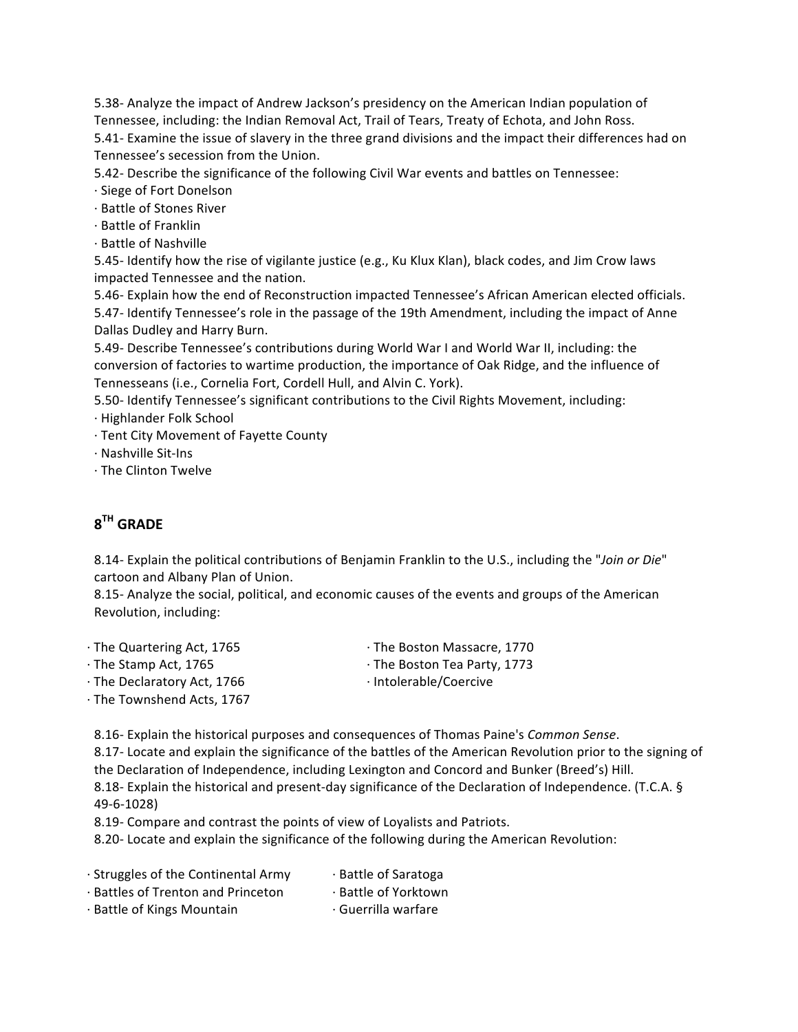5.38- Analyze the impact of Andrew Jackson's presidency on the American Indian population of Tennessee, including: the Indian Removal Act, Trail of Tears, Treaty of Echota, and John Ross.

5.41- Examine the issue of slavery in the three grand divisions and the impact their differences had on Tennessee's secession from the Union.

5.42- Describe the significance of the following Civil War events and battles on Tennessee:

- Siege of Fort Donelson
- Battle of Stones River
- Battle of Franklin
- Battle of Nashville

5.45- Identify how the rise of vigilante justice (e.g., Ku Klux Klan), black codes, and Jim Crow laws impacted Tennessee and the nation.

5.46- Explain how the end of Reconstruction impacted Tennessee's African American elected officials.

5.47- Identify Tennessee's role in the passage of the 19th Amendment, including the impact of Anne Dallas Dudley and Harry Burn.

5.49- Describe Tennessee's contributions during World War I and World War II, including: the conversion of factories to wartime production, the importance of Oak Ridge, and the influence of Tennesseans (i.e., Cornelia Fort, Cordell Hull, and Alvin C. York).

5.50- Identify Tennessee's significant contributions to the Civil Rights Movement, including:

- Highlander Folk School
- Tent City Movement of Fayette County
- Nashville Sit-Ins
- The Clinton Twelve

## 8TH GRADE

8.14- Explain the political contributions of Benjamin Franklin to the U.S., including the "*Join or Die*" cartoon and Albany Plan of Union.

8.15- Analyze the social, political, and economic causes of the events and groups of the American Revolution, including:

- The Quartering Act, 1765
- The Stamp Act, 1765
- The Declaratory Act, 1766
- The Townshend Acts, 1767
- The Boston Massacre, 1770
- The Boston Tea Party, 1773
- Intolerable/Coercive

8.16- Explain the historical purposes and consequences of Thomas Paine's *Common Sense*.

8.17- Locate and explain the significance of the battles of the American Revolution prior to the signing of the Declaration of Independence, including Lexington and Concord and Bunker (Breed's) Hill.

8.18- Explain the historical and present-day significance of the Declaration of Independence. (T.C.A. § 49-6-1028)

8.19- Compare and contrast the points of view of Loyalists and Patriots.

8.20- Locate and explain the significance of the following during the American Revolution:

- Struggles of the Continental Army
- Battles of Trenton and Princeton
- Battle of Kings Mountain
- Battle of Saratoga
- Battle of Yorktown
- Guerrilla warfare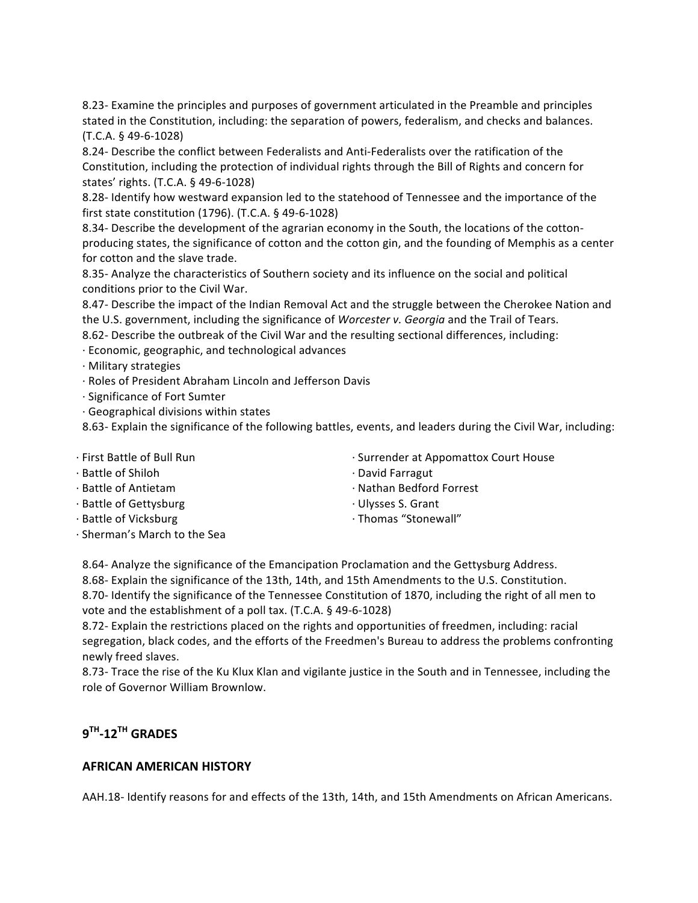8.23- Examine the principles and purposes of government articulated in the Preamble and principles stated in the Constitution, including: the separation of powers, federalism, and checks and balances. (T.C.A. § 49-6-1028)

8.24- Describe the conflict between Federalists and Anti-Federalists over the ratification of the Constitution, including the protection of individual rights through the Bill of Rights and concern for states' rights. (T.C.A. § 49-6-1028)

8.28- Identify how westward expansion led to the statehood of Tennessee and the importance of the first state constitution (1796). (T.C.A. § 49-6-1028)

8.34- Describe the development of the agrarian economy in the South, the locations of the cotton-producing states, the significance of cotton and the cotton gin, and the founding of Memphis as a center for cotton and the slave trade.

8.35- Analyze the characteristics of Southern society and its influence on the social and political conditions prior to the Civil War.

8.47- Describe the impact of the Indian Removal Act and the struggle between the Cherokee Nation and the U.S. government, including the significance of *Worcester v. Georgia* and the Trail of Tears.

8.62- Describe the outbreak of the Civil War and the resulting sectional differences, including:

- Economic, geographic, and technological advances
- Military strategies
- Roles of President Abraham Lincoln and Jefferson Davis
- Significance of Fort Sumter
- Geographical divisions within states

8.63- Explain the significance of the following battles, events, and leaders during the Civil War, including:

- First Battle of Bull Run
- Battle of Shiloh
- Battle of Antietam
- Battle of Gettysburg
- Battle of Vicksburg
- Sherman's March to the Sea
- Surrender at Appomattox Court House
- David Farragut
- Nathan Bedford Forrest
- Ulysses S. Grant
- Thomas "Stonewall"

8.64- Analyze the significance of the Emancipation Proclamation and the Gettysburg Address.

8.68- Explain the significance of the 13th, 14th, and 15th Amendments to the U.S. Constitution.

8.70- Identify the significance of the Tennessee Constitution of 1870, including the right of all men to vote and the establishment of a poll tax. (T.C.A. § 49-6-1028)

8.72- Explain the restrictions placed on the rights and opportunities of freedmen, including: racial segregation, black codes, and the efforts of the Freedmen's Bureau to address the problems confronting newly freed slaves.

8.73- Trace the rise of the Ku Klux Klan and vigilante justice in the South and in Tennessee, including the role of Governor William Brownlow.

## 9TH-12TH GRADES

### AFRICAN AMERICAN HISTORY

AAH.18- Identify reasons for and effects of the 13th, 14th, and 15th Amendments on African Americans.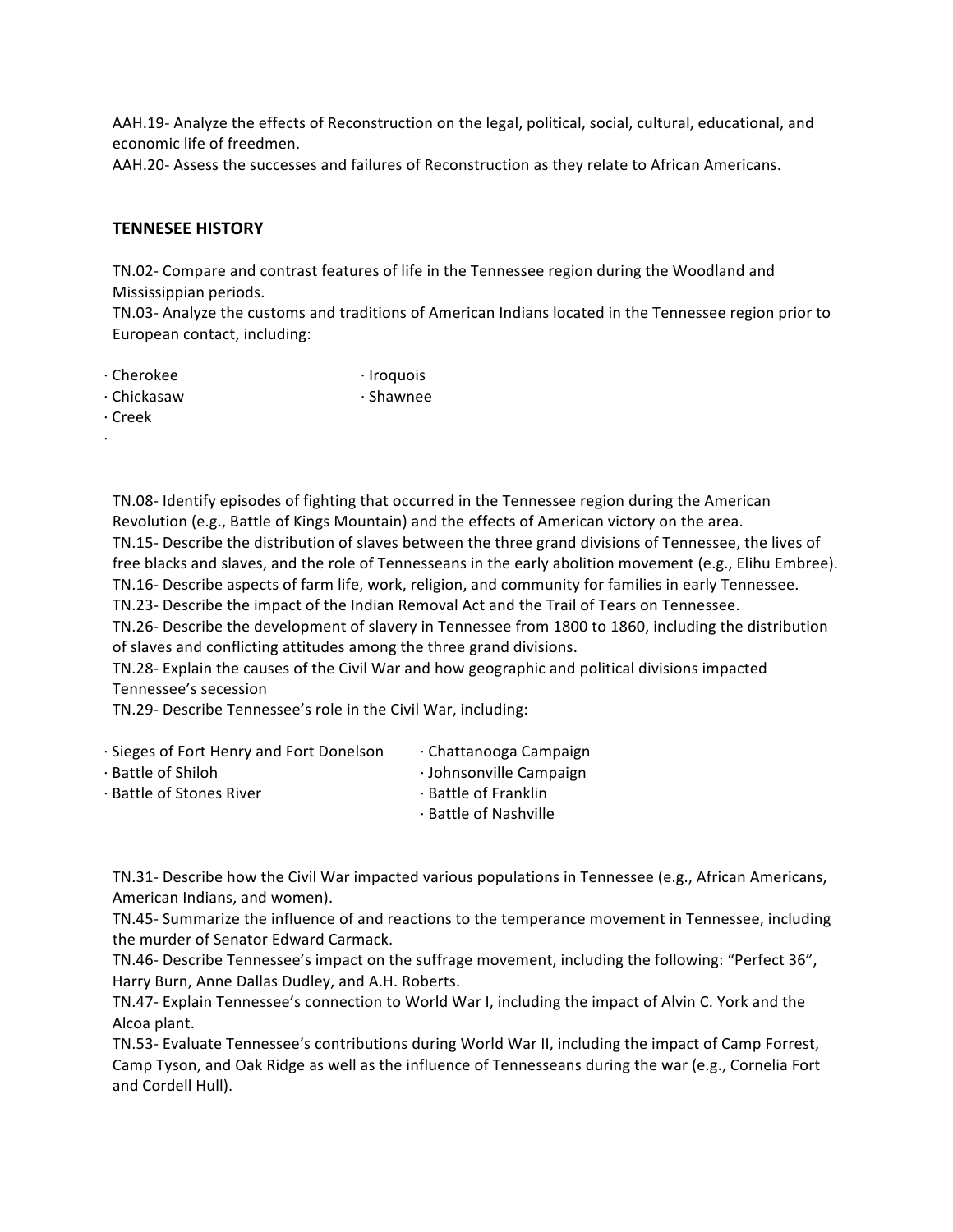AAH.19- Analyze the effects of Reconstruction on the legal, political, social, cultural, educational, and economic life of freedmen.
AAH.20- Assess the successes and failures of Reconstruction as they relate to African Americans.

**TENNESEE HISTORY**

TN.02- Compare and contrast features of life in the Tennessee region during the Woodland and Mississippian periods.
TN.03- Analyze the customs and traditions of American Indians located in the Tennessee region prior to European contact, including:

- Cherokee
- Chickasaw
- Creek
- Iroquois
- Shawnee

TN.08- Identify episodes of fighting that occurred in the Tennessee region during the American Revolution (e.g., Battle of Kings Mountain) and the effects of American victory on the area.
TN.15- Describe the distribution of slaves between the three grand divisions of Tennessee, the lives of free blacks and slaves, and the role of Tennesseans in the early abolition movement (e.g., Elihu Embree).
TN.16- Describe aspects of farm life, work, religion, and community for families in early Tennessee.
TN.23- Describe the impact of the Indian Removal Act and the Trail of Tears on Tennessee.
TN.26- Describe the development of slavery in Tennessee from 1800 to 1860, including the distribution of slaves and conflicting attitudes among the three grand divisions.
TN.28- Explain the causes of the Civil War and how geographic and political divisions impacted Tennessee's secession
TN.29- Describe Tennessee's role in the Civil War, including:

- Sieges of Fort Henry and Fort Donelson
- Battle of Shiloh
- Battle of Stones River
- Chattanooga Campaign
- Johnsonville Campaign
- Battle of Franklin
- Battle of Nashville

TN.31- Describe how the Civil War impacted various populations in Tennessee (e.g., African Americans, American Indians, and women).
TN.45- Summarize the influence of and reactions to the temperance movement in Tennessee, including the murder of Senator Edward Carmack.
TN.46- Describe Tennessee's impact on the suffrage movement, including the following: "Perfect 36", Harry Burn, Anne Dallas Dudley, and A.H. Roberts.
TN.47- Explain Tennessee's connection to World War I, including the impact of Alvin C. York and the Alcoa plant.
TN.53- Evaluate Tennessee's contributions during World War II, including the impact of Camp Forrest, Camp Tyson, and Oak Ridge as well as the influence of Tennesseans during the war (e.g., Cornelia Fort and Cordell Hull).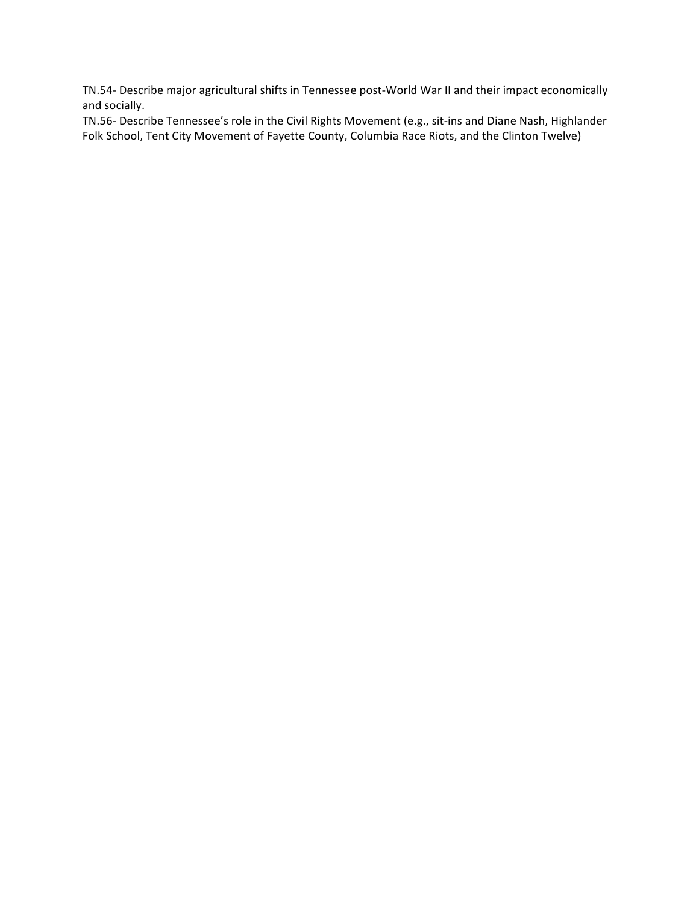TN.54- Describe major agricultural shifts in Tennessee post-World War II and their impact economically and socially.
TN.56- Describe Tennessee's role in the Civil Rights Movement (e.g., sit-ins and Diane Nash, Highlander Folk School, Tent City Movement of Fayette County, Columbia Race Riots, and the Clinton Twelve)